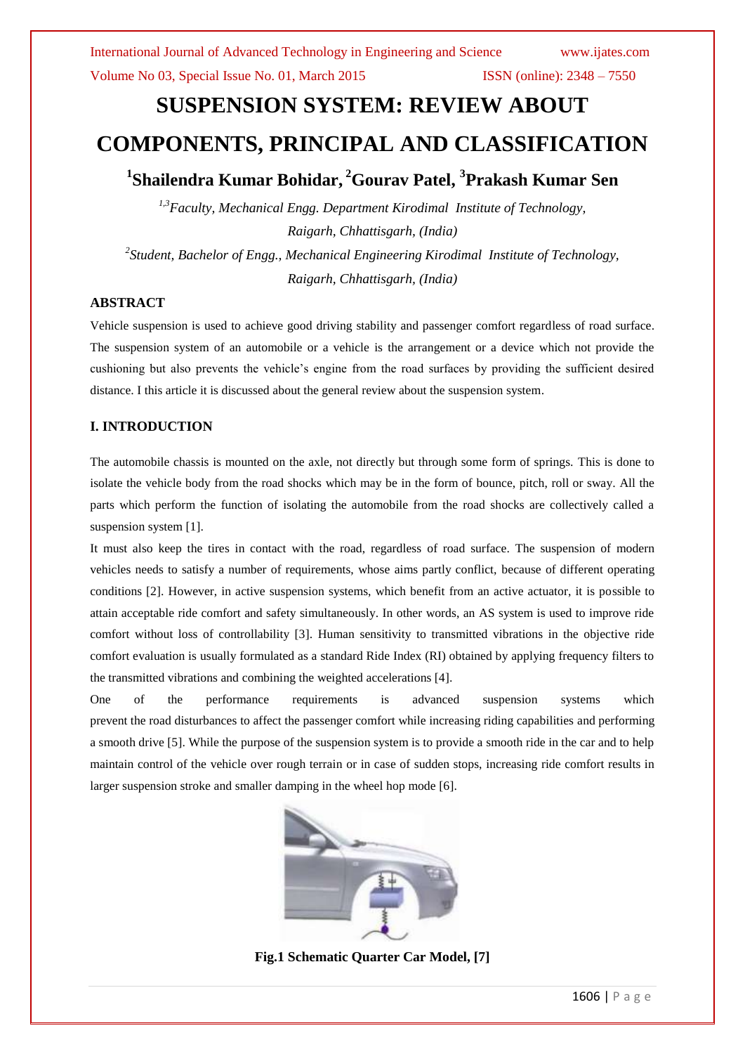# SUSPENSION SYSTEM: REVIEW ABOUT COMPONENTS, PRINCIPAL AND CLASSIFICATION

**[1]Shailendra Kumar Bohidar, [2]Gourav Patel, [3]Prakash Kumar Sen**

*[1,3]Faculty, Mechanical Engg. Department Kirodimal Institute of Technology, Raigarh, Chhattisgarh, (India)*

*[2]Student, Bachelor of Engg., Mechanical Engineering Kirodimal Institute of Technology, Raigarh, Chhattisgarh, (India)*

## ABSTRACT

Vehicle suspension is used to achieve good driving stability and passenger comfort regardless of road surface. The suspension system of an automobile or a vehicle is the arrangement or a device which not provide the cushioning but also prevents the vehicle's engine from the road surfaces by providing the sufficient desired distance. I this article it is discussed about the general review about the suspension system.

## I. INTRODUCTION

The automobile chassis is mounted on the axle, not directly but through some form of springs. This is done to isolate the vehicle body from the road shocks which may be in the form of bounce, pitch, roll or sway. All the parts which perform the function of isolating the automobile from the road shocks are collectively called a suspension system [1].

It must also keep the tires in contact with the road, regardless of road surface. The suspension of modern vehicles needs to satisfy a number of requirements, whose aims partly conflict, because of different operating conditions [2]. However, in active suspension systems, which benefit from an active actuator, it is possible to attain acceptable ride comfort and safety simultaneously. In other words, an AS system is used to improve ride comfort without loss of controllability [3]. Human sensitivity to transmitted vibrations in the objective ride comfort evaluation is usually formulated as a standard Ride Index (RI) obtained by applying frequency filters to the transmitted vibrations and combining the weighted accelerations [4].

One of the performance requirements is advanced suspension systems which prevent the road disturbances to affect the passenger comfort while increasing riding capabilities and performing a smooth drive [5]. While the purpose of the suspension system is to provide a smooth ride in the car and to help maintain control of the vehicle over rough terrain or in case of sudden stops, increasing ride comfort results in larger suspension stroke and smaller damping in the wheel hop mode [6].

**Fig.1 Schematic Quarter Car Model, [7]**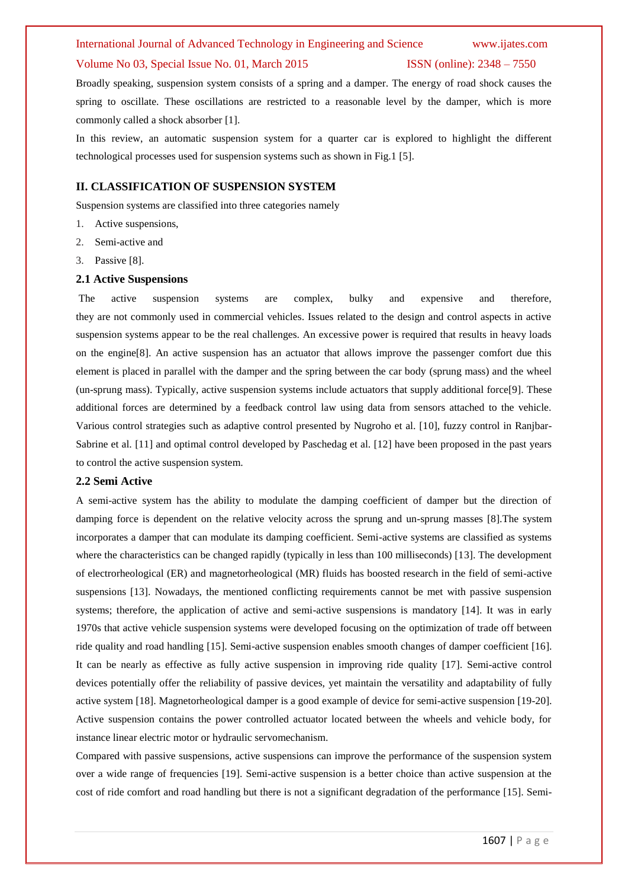Broadly speaking, suspension system consists of a spring and a damper. The energy of road shock causes the spring to oscillate. These oscillations are restricted to a reasonable level by the damper, which is more commonly called a shock absorber [1].

In this review, an automatic suspension system for a quarter car is explored to highlight the different technological processes used for suspension systems such as shown in Fig.1 [5].

## II. CLASSIFICATION OF SUSPENSION SYSTEM

Suspension systems are classified into three categories namely

1. Active suspensions,
2. Semi-active and
3. Passive [8].

### 2.1 Active Suspensions

The active suspension systems are complex, bulky and expensive and therefore, they are not commonly used in commercial vehicles. Issues related to the design and control aspects in active suspension systems appear to be the real challenges. An excessive power is required that results in heavy loads on the engine[8]. An active suspension has an actuator that allows improve the passenger comfort due this element is placed in parallel with the damper and the spring between the car body (sprung mass) and the wheel (un-sprung mass). Typically, active suspension systems include actuators that supply additional force[9]. These additional forces are determined by a feedback control law using data from sensors attached to the vehicle. Various control strategies such as adaptive control presented by Nugroho et al. [10], fuzzy control in Ranjbar-Sabrine et al. [11] and optimal control developed by Paschedag et al. [12] have been proposed in the past years to control the active suspension system.

### 2.2 Semi Active

A semi-active system has the ability to modulate the damping coefficient of damper but the direction of damping force is dependent on the relative velocity across the sprung and un-sprung masses [8].The system incorporates a damper that can modulate its damping coefficient. Semi-active systems are classified as systems where the characteristics can be changed rapidly (typically in less than 100 milliseconds) [13]. The development of electrorheological (ER) and magnetorheological (MR) fluids has boosted research in the field of semi-active suspensions [13]. Nowadays, the mentioned conflicting requirements cannot be met with passive suspension systems; therefore, the application of active and semi-active suspensions is mandatory [14]. It was in early 1970s that active vehicle suspension systems were developed focusing on the optimization of trade off between ride quality and road handling [15]. Semi-active suspension enables smooth changes of damper coefficient [16]. It can be nearly as effective as fully active suspension in improving ride quality [17]. Semi-active control devices potentially offer the reliability of passive devices, yet maintain the versatility and adaptability of fully active system [18]. Magnetorheological damper is a good example of device for semi-active suspension [19-20]. Active suspension contains the power controlled actuator located between the wheels and vehicle body, for instance linear electric motor or hydraulic servomechanism.

Compared with passive suspensions, active suspensions can improve the performance of the suspension system over a wide range of frequencies [19]. Semi-active suspension is a better choice than active suspension at the cost of ride comfort and road handling but there is not a significant degradation of the performance [15]. Semi-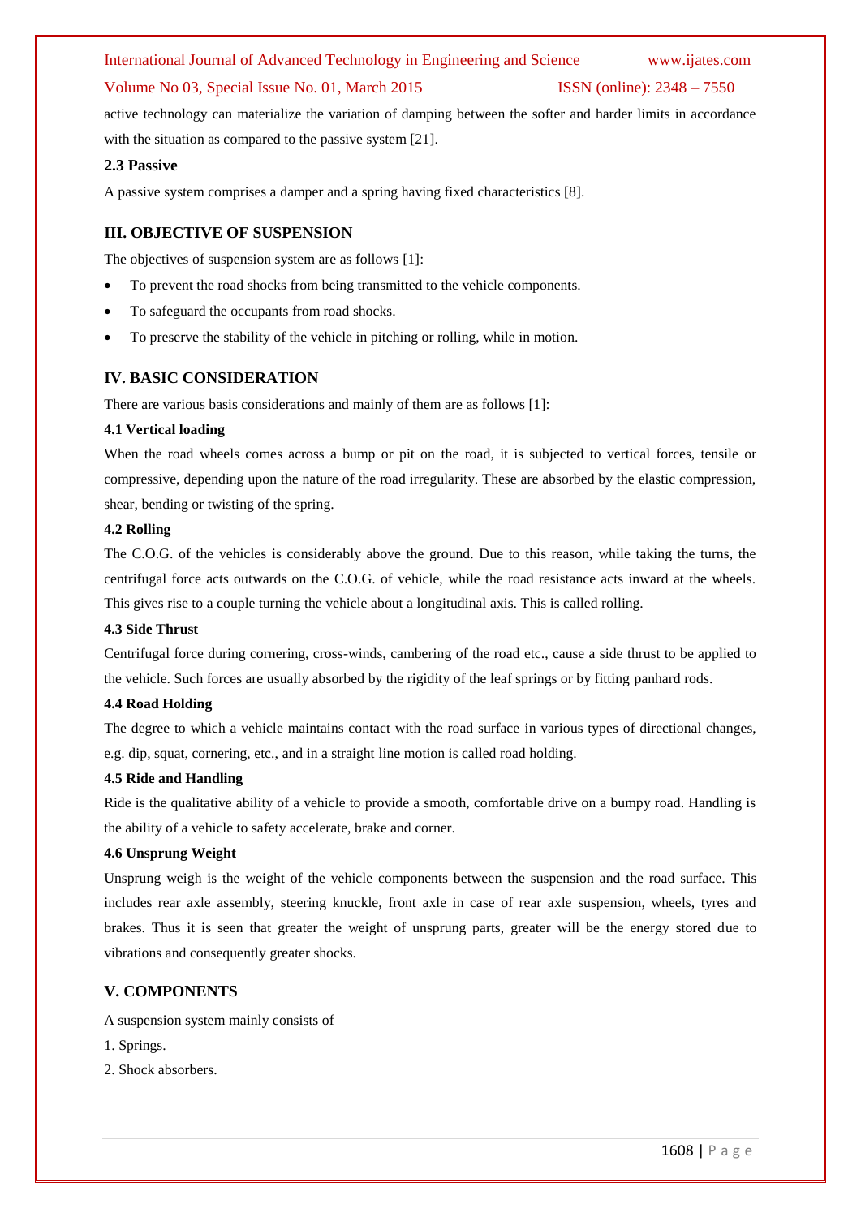active technology can materialize the variation of damping between the softer and harder limits in accordance with the situation as compared to the passive system [21].

### 2.3 Passive

A passive system comprises a damper and a spring having fixed characteristics [8].

## III. OBJECTIVE OF SUSPENSION

The objectives of suspension system are as follows [1]:

- To prevent the road shocks from being transmitted to the vehicle components.
- To safeguard the occupants from road shocks.
- To preserve the stability of the vehicle in pitching or rolling, while in motion.

## IV. BASIC CONSIDERATION

There are various basis considerations and mainly of them are as follows [1]:

### 4.1 Vertical loading

When the road wheels comes across a bump or pit on the road, it is subjected to vertical forces, tensile or compressive, depending upon the nature of the road irregularity. These are absorbed by the elastic compression, shear, bending or twisting of the spring.

### 4.2 Rolling

The C.O.G. of the vehicles is considerably above the ground. Due to this reason, while taking the turns, the centrifugal force acts outwards on the C.O.G. of vehicle, while the road resistance acts inward at the wheels. This gives rise to a couple turning the vehicle about a longitudinal axis. This is called rolling.

### 4.3 Side Thrust

Centrifugal force during cornering, cross-winds, cambering of the road etc., cause a side thrust to be applied to the vehicle. Such forces are usually absorbed by the rigidity of the leaf springs or by fitting panhard rods.

### 4.4 Road Holding

The degree to which a vehicle maintains contact with the road surface in various types of directional changes, e.g. dip, squat, cornering, etc., and in a straight line motion is called road holding.

### 4.5 Ride and Handling

Ride is the qualitative ability of a vehicle to provide a smooth, comfortable drive on a bumpy road. Handling is the ability of a vehicle to safety accelerate, brake and corner.

### 4.6 Unsprung Weight

Unsprung weigh is the weight of the vehicle components between the suspension and the road surface. This includes rear axle assembly, steering knuckle, front axle in case of rear axle suspension, wheels, tyres and brakes. Thus it is seen that greater the weight of unsprung parts, greater will be the energy stored due to vibrations and consequently greater shocks.

## V. COMPONENTS

A suspension system mainly consists of

1. Springs.
2. Shock absorbers.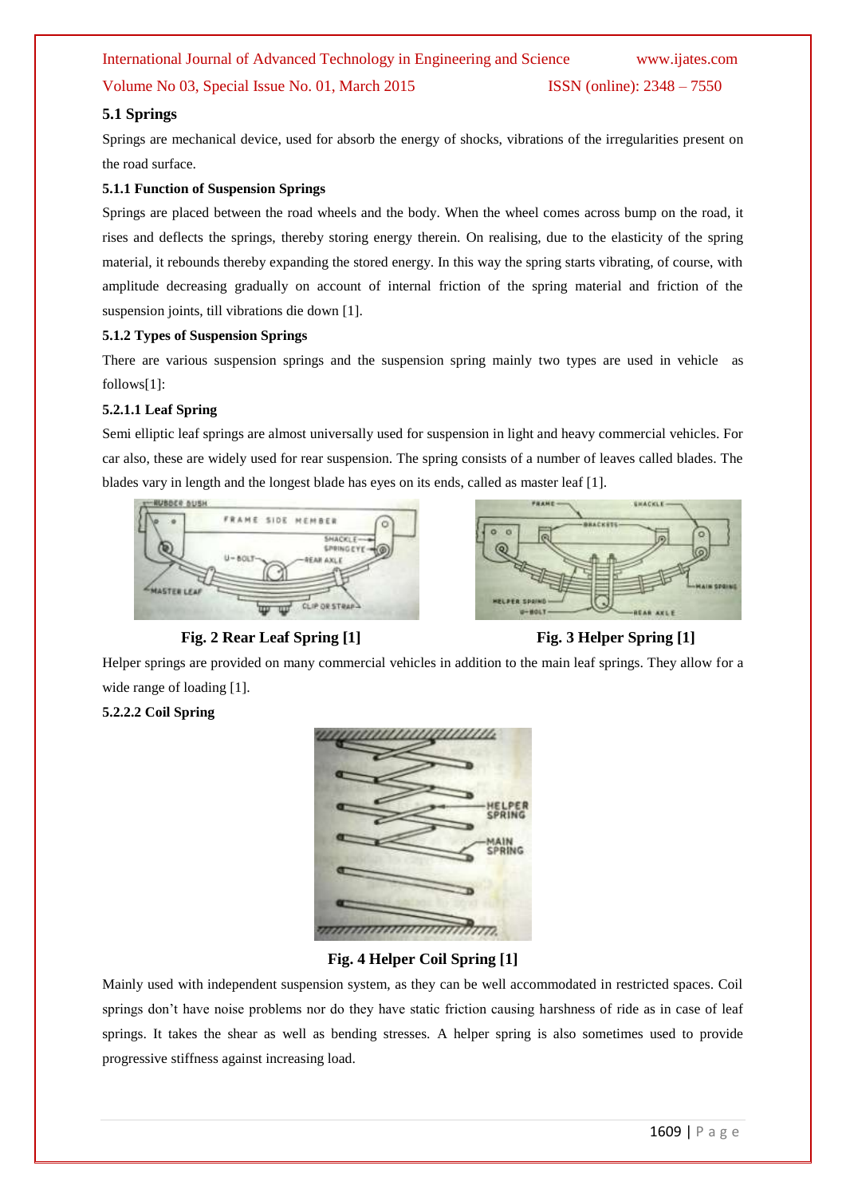### 5.1 Springs

Springs are mechanical device, used for absorb the energy of shocks, vibrations of the irregularities present on the road surface.

#### 5.1.1 Function of Suspension Springs

Springs are placed between the road wheels and the body. When the wheel comes across bump on the road, it rises and deflects the springs, thereby storing energy therein. On realising, due to the elasticity of the spring material, it rebounds thereby expanding the stored energy. In this way the spring starts vibrating, of course, with amplitude decreasing gradually on account of internal friction of the spring material and friction of the suspension joints, till vibrations die down [1].

#### 5.1.2 Types of Suspension Springs

There are various suspension springs and the suspension spring mainly two types are used in vehicle as follows[1]:

#### 5.2.1.1 Leaf Spring

Semi elliptic leaf springs are almost universally used for suspension in light and heavy commercial vehicles. For car also, these are widely used for rear suspension. The spring consists of a number of leaves called blades. The blades vary in length and the longest blade has eyes on its ends, called as master leaf [1].

**Fig. 2 Rear Leaf Spring [1]**

**Fig. 3 Helper Spring [1]**

Helper springs are provided on many commercial vehicles in addition to the main leaf springs. They allow for a wide range of loading [1].

#### 5.2.2.2 Coil Spring

**Fig. 4 Helper Coil Spring [1]**

Mainly used with independent suspension system, as they can be well accommodated in restricted spaces. Coil springs don't have noise problems nor do they have static friction causing harshness of ride as in case of leaf springs. It takes the shear as well as bending stresses. A helper spring is also sometimes used to provide progressive stiffness against increasing load.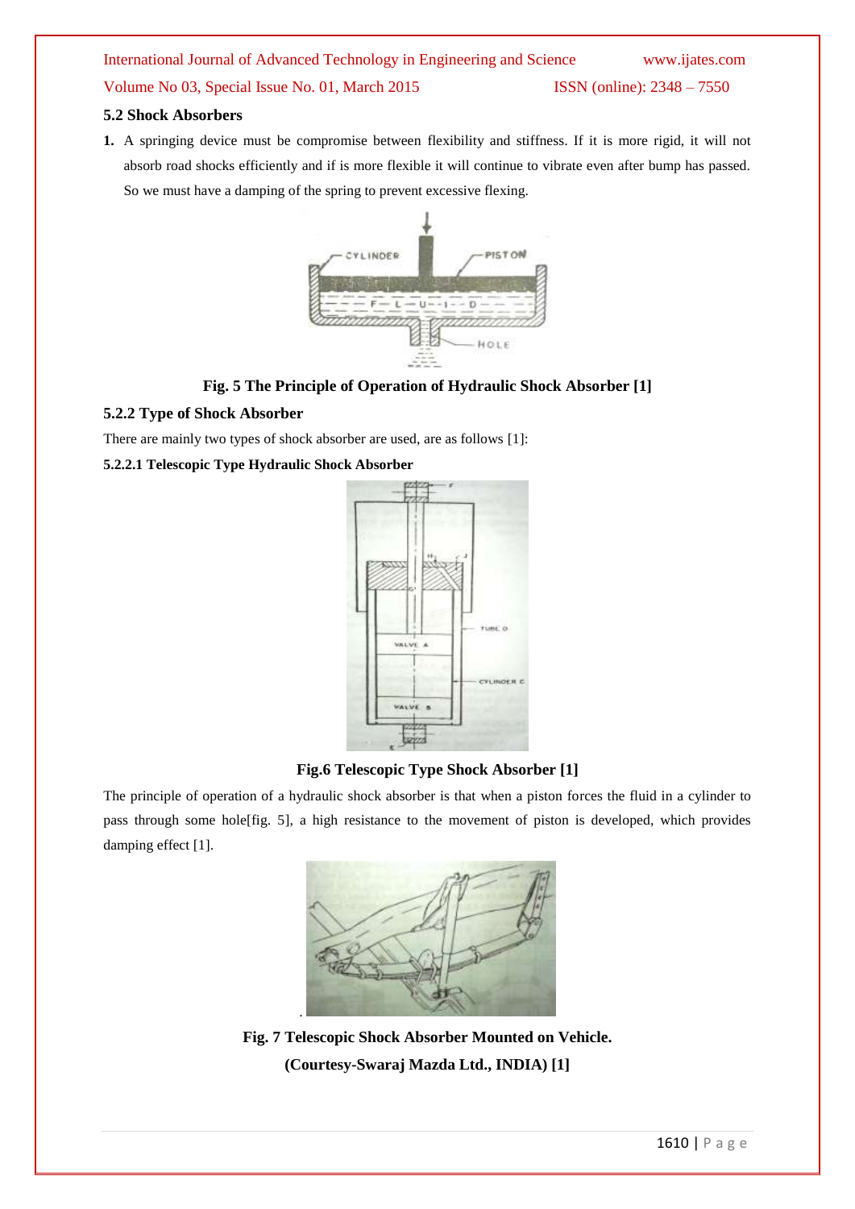### 5.2 Shock Absorbers

1. A springing device must be compromise between flexibility and stiffness. If it is more rigid, it will not absorb road shocks efficiently and if is more flexible it will continue to vibrate even after bump has passed. So we must have a damping of the spring to prevent excessive flexing.

**Fig. 5 The Principle of Operation of Hydraulic Shock Absorber [1]**

#### 5.2.2 Type of Shock Absorber

There are mainly two types of shock absorber are used, are as follows [1]:

##### 5.2.2.1 Telescopic Type Hydraulic Shock Absorber

**Fig.6 Telescopic Type Shock Absorber [1]**

The principle of operation of a hydraulic shock absorber is that when a piston forces the fluid in a cylinder to pass through some hole[fig. 5], a high resistance to the movement of piston is developed, which provides damping effect [1].

**Fig. 7 Telescopic Shock Absorber Mounted on Vehicle.**
**(Courtesy-Swaraj Mazda Ltd., INDIA) [1]**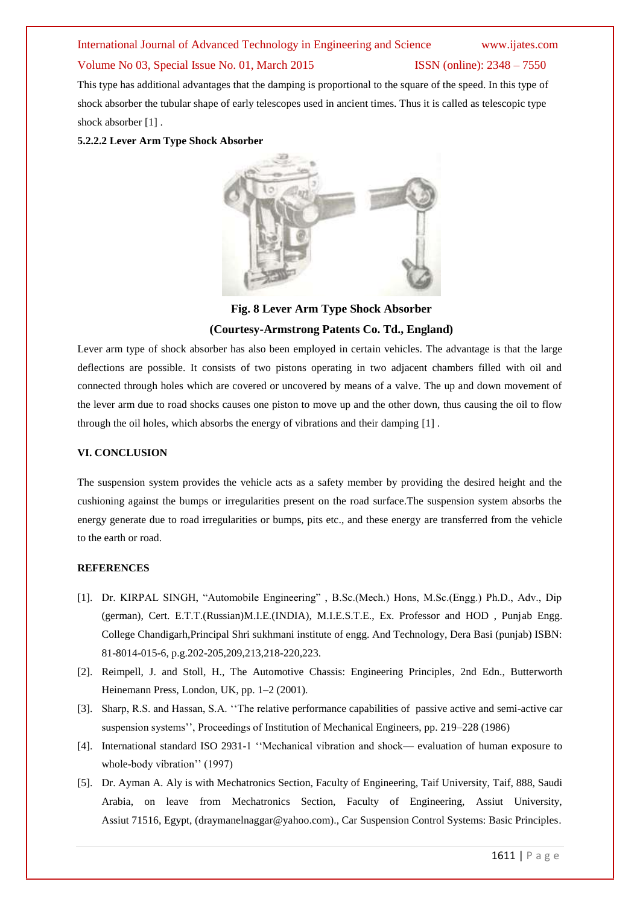This type has additional advantages that the damping is proportional to the square of the speed. In this type of shock absorber the tubular shape of early telescopes used in ancient times. Thus it is called as telescopic type shock absorber [1] .

**5.2.2.2 Lever Arm Type Shock Absorber**

**Fig. 8 Lever Arm Type Shock Absorber**

**(Courtesy-Armstrong Patents Co. Td., England)**

Lever arm type of shock absorber has also been employed in certain vehicles. The advantage is that the large deflections are possible. It consists of two pistons operating in two adjacent chambers filled with oil and connected through holes which are covered or uncovered by means of a valve. The up and down movement of the lever arm due to road shocks causes one piston to move up and the other down, thus causing the oil to flow through the oil holes, which absorbs the energy of vibrations and their damping [1] .

## VI. CONCLUSION

The suspension system provides the vehicle acts as a safety member by providing the desired height and the cushioning against the bumps or irregularities present on the road surface.The suspension system absorbs the energy generate due to road irregularities or bumps, pits etc., and these energy are transferred from the vehicle to the earth or road.

## REFERENCES

[1]. Dr. KIRPAL SINGH, "Automobile Engineering" , B.Sc.(Mech.) Hons, M.Sc.(Engg.) Ph.D., Adv., Dip (german), Cert. E.T.T.(Russian)M.I.E.(INDIA), M.I.E.S.T.E., Ex. Professor and HOD , Punjab Engg. College Chandigarh,Principal Shri sukhmani institute of engg. And Technology, Dera Basi (punjab) ISBN: 81-8014-015-6, p.g.202-205,209,213,218-220,223.

[2]. Reimpell, J. and Stoll, H., The Automotive Chassis: Engineering Principles, 2nd Edn., Butterworth Heinemann Press, London, UK, pp. 1–2 (2001).

[3]. Sharp, R.S. and Hassan, S.A. ''The relative performance capabilities of passive active and semi-active car suspension systems'', Proceedings of Institution of Mechanical Engineers, pp. 219–228 (1986)

[4]. International standard ISO 2931-1 ''Mechanical vibration and shock— evaluation of human exposure to whole-body vibration'' (1997)

[5]. Dr. Ayman A. Aly is with Mechatronics Section, Faculty of Engineering, Taif University, Taif, 888, Saudi Arabia, on leave from Mechatronics Section, Faculty of Engineering, Assiut University, Assiut 71516, Egypt, (draymanelnaggar@yahoo.com)., Car Suspension Control Systems: Basic Principles.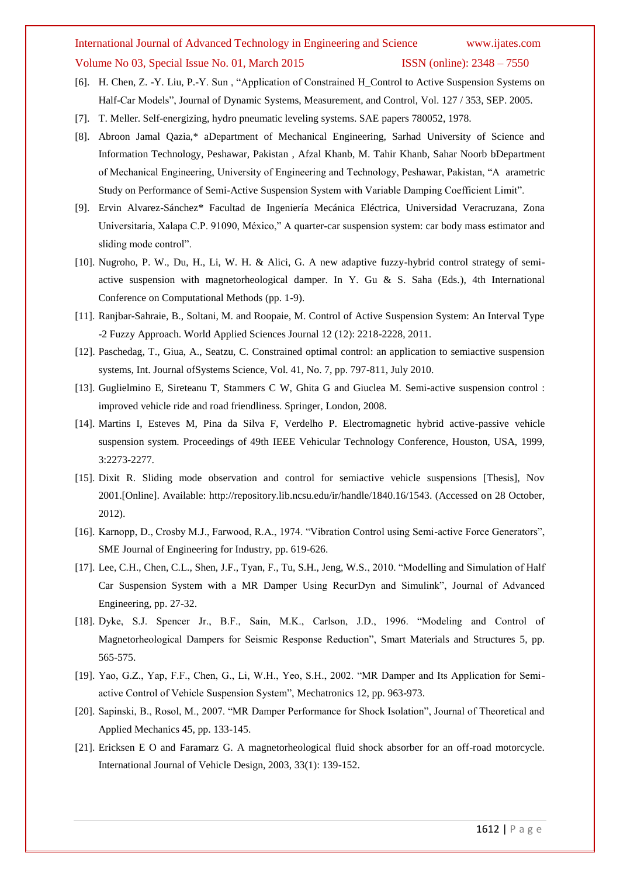[6]. H. Chen, Z. -Y. Liu, P.-Y. Sun , "Application of Constrained H_Control to Active Suspension Systems on Half-Car Models", Journal of Dynamic Systems, Measurement, and Control, Vol. 127 / 353, SEP. 2005.

[7]. T. Meller. Self-energizing, hydro pneumatic leveling systems. SAE papers 780052, 1978.

[8]. Abroon Jamal Qazia,* aDepartment of Mechanical Engineering, Sarhad University of Science and Information Technology, Peshawar, Pakistan , Afzal Khanb, M. Tahir Khanb, Sahar Noorb bDepartment of Mechanical Engineering, University of Engineering and Technology, Peshawar, Pakistan, "A arametric Study on Performance of Semi-Active Suspension System with Variable Damping Coefficient Limit".

[9]. Ervin Alvarez-Sánchez* Facultad de Ingeniería Mecánica Eléctrica, Universidad Veracruzana, Zona Universitaria, Xalapa C.P. 91090, México," A quarter-car suspension system: car body mass estimator and sliding mode control".

[10]. Nugroho, P. W., Du, H., Li, W. H. & Alici, G. A new adaptive fuzzy-hybrid control strategy of semi-active suspension with magnetorheological damper. In Y. Gu & S. Saha (Eds.), 4th International Conference on Computational Methods (pp. 1-9).

[11]. Ranjbar-Sahraie, B., Soltani, M. and Roopaie, M. Control of Active Suspension System: An Interval Type -2 Fuzzy Approach. World Applied Sciences Journal 12 (12): 2218-2228, 2011.

[12]. Paschedag, T., Giua, A., Seatzu, C. Constrained optimal control: an application to semiactive suspension systems, Int. Journal ofSystems Science, Vol. 41, No. 7, pp. 797-811, July 2010.

[13]. Guglielmino E, Sireteanu T, Stammers C W, Ghita G and Giuclea M. Semi-active suspension control : improved vehicle ride and road friendliness. Springer, London, 2008.

[14]. Martins I, Esteves M, Pina da Silva F, Verdelho P. Electromagnetic hybrid active-passive vehicle suspension system. Proceedings of 49th IEEE Vehicular Technology Conference, Houston, USA, 1999, 3:2273-2277.

[15]. Dixit R. Sliding mode observation and control for semiactive vehicle suspensions [Thesis], Nov 2001.[Online]. Available: http://repository.lib.ncsu.edu/ir/handle/1840.16/1543. (Accessed on 28 October, 2012).

[16]. Karnopp, D., Crosby M.J., Farwood, R.A., 1974. "Vibration Control using Semi-active Force Generators", SME Journal of Engineering for Industry, pp. 619-626.

[17]. Lee, C.H., Chen, C.L., Shen, J.F., Tyan, F., Tu, S.H., Jeng, W.S., 2010. "Modelling and Simulation of Half Car Suspension System with a MR Damper Using RecurDyn and Simulink", Journal of Advanced Engineering, pp. 27-32.

[18]. Dyke, S.J. Spencer Jr., B.F., Sain, M.K., Carlson, J.D., 1996. "Modeling and Control of Magnetorheological Dampers for Seismic Response Reduction", Smart Materials and Structures 5, pp. 565-575.

[19]. Yao, G.Z., Yap, F.F., Chen, G., Li, W.H., Yeo, S.H., 2002. "MR Damper and Its Application for Semi-active Control of Vehicle Suspension System", Mechatronics 12, pp. 963-973.

[20]. Sapinski, B., Rosol, M., 2007. "MR Damper Performance for Shock Isolation", Journal of Theoretical and Applied Mechanics 45, pp. 133-145.

[21]. Ericksen E O and Faramarz G. A magnetorheological fluid shock absorber for an off-road motorcycle. International Journal of Vehicle Design, 2003, 33(1): 139-152.